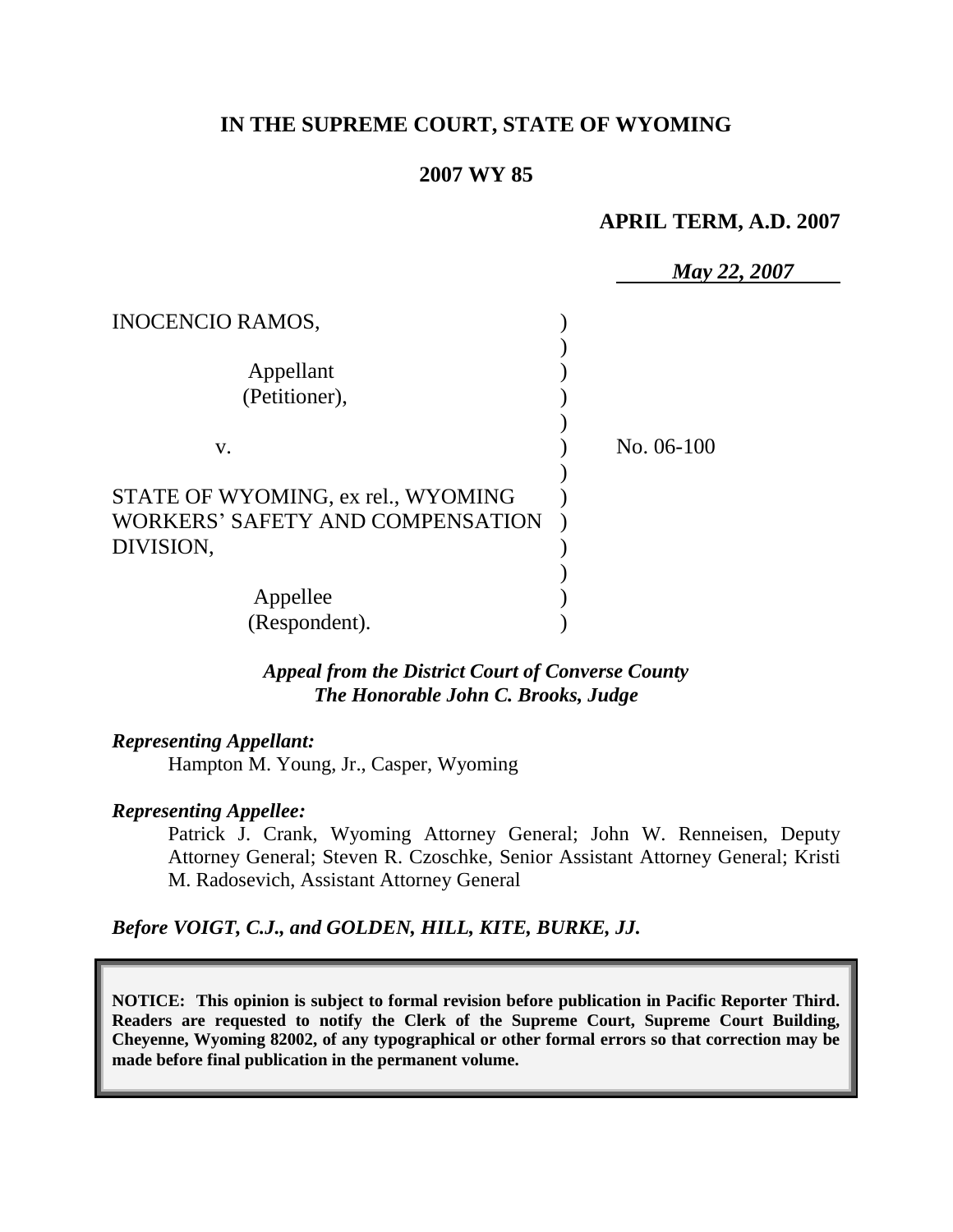# IN THE SUPREME COURT, STATE OF WYOMING

## 2007 WY 85

**APRIL TERM, A.D. 2007**

***May 22, 2007***

| | | |
|---|---|---|
| INOCENCIO RAMOS, Appellant (Petitioner), | ) | |
| v. | ) | No. 06-100 |
| STATE OF WYOMING, ex rel., WYOMING WORKERS' SAFETY AND COMPENSATION DIVISION, Appellee (Respondent). | ) | |

***Appeal from the District Court of Converse County***
***The Honorable John C. Brooks, Judge***

***Representing Appellant:***

Hampton M. Young, Jr., Casper, Wyoming

***Representing Appellee:***

Patrick J. Crank, Wyoming Attorney General; John W. Renneisen, Deputy Attorney General; Steven R. Czoschke, Senior Assistant Attorney General; Kristi M. Radosevich, Assistant Attorney General

***Before VOIGT, C.J., and GOLDEN, HILL, KITE, BURKE, JJ.***

**NOTICE: This opinion is subject to formal revision before publication in Pacific Reporter Third. Readers are requested to notify the Clerk of the Supreme Court, Supreme Court Building, Cheyenne, Wyoming 82002, of any typographical or other formal errors so that correction may be made before final publication in the permanent volume.**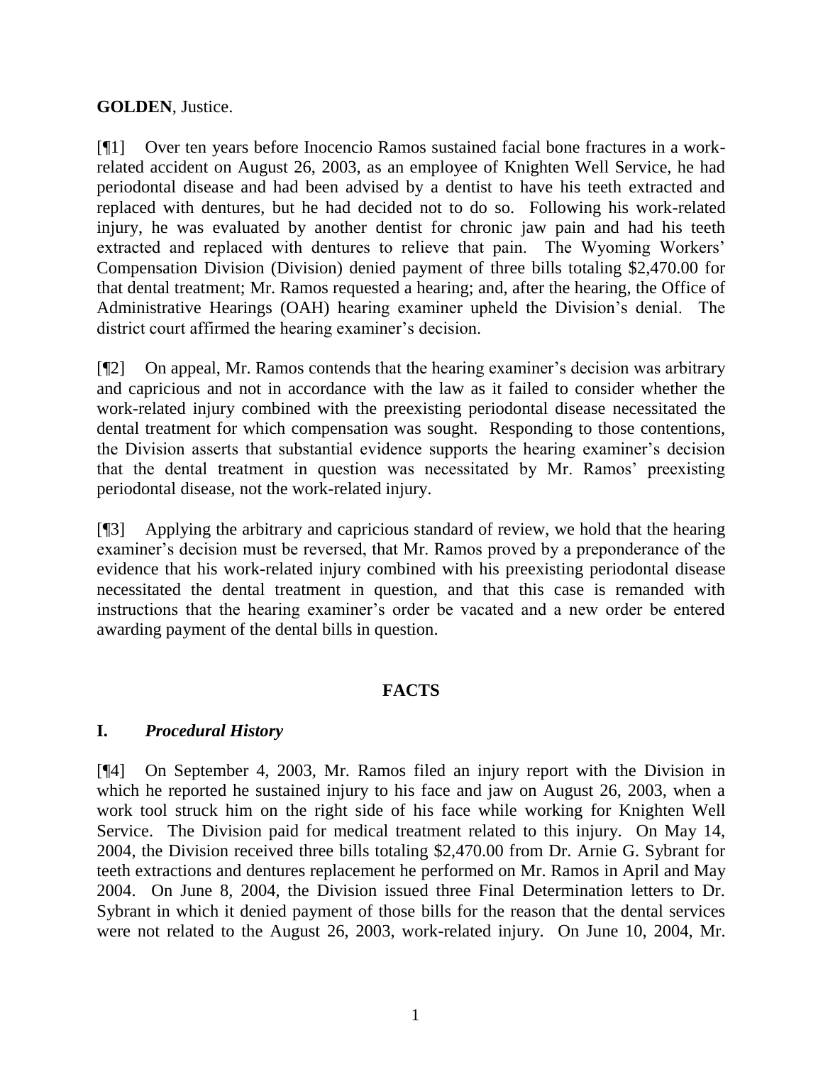**GOLDEN**, Justice.

[¶1] Over ten years before Inocencio Ramos sustained facial bone fractures in a work-related accident on August 26, 2003, as an employee of Knighten Well Service, he had periodontal disease and had been advised by a dentist to have his teeth extracted and replaced with dentures, but he had decided not to do so. Following his work-related injury, he was evaluated by another dentist for chronic jaw pain and had his teeth extracted and replaced with dentures to relieve that pain. The Wyoming Workers' Compensation Division (Division) denied payment of three bills totaling $2,470.00 for that dental treatment; Mr. Ramos requested a hearing; and, after the hearing, the Office of Administrative Hearings (OAH) hearing examiner upheld the Division's denial. The district court affirmed the hearing examiner's decision.

[¶2] On appeal, Mr. Ramos contends that the hearing examiner's decision was arbitrary and capricious and not in accordance with the law as it failed to consider whether the work-related injury combined with the preexisting periodontal disease necessitated the dental treatment for which compensation was sought. Responding to those contentions, the Division asserts that substantial evidence supports the hearing examiner's decision that the dental treatment in question was necessitated by Mr. Ramos' preexisting periodontal disease, not the work-related injury.

[¶3] Applying the arbitrary and capricious standard of review, we hold that the hearing examiner's decision must be reversed, that Mr. Ramos proved by a preponderance of the evidence that his work-related injury combined with his preexisting periodontal disease necessitated the dental treatment in question, and that this case is remanded with instructions that the hearing examiner's order be vacated and a new order be entered awarding payment of the dental bills in question.

## FACTS

### I. *Procedural History*

[¶4] On September 4, 2003, Mr. Ramos filed an injury report with the Division in which he reported he sustained injury to his face and jaw on August 26, 2003, when a work tool struck him on the right side of his face while working for Knighten Well Service. The Division paid for medical treatment related to this injury. On May 14, 2004, the Division received three bills totaling $2,470.00 from Dr. Arnie G. Sybrant for teeth extractions and dentures replacement he performed on Mr. Ramos in April and May 2004. On June 8, 2004, the Division issued three Final Determination letters to Dr. Sybrant in which it denied payment of those bills for the reason that the dental services were not related to the August 26, 2003, work-related injury. On June 10, 2004, Mr.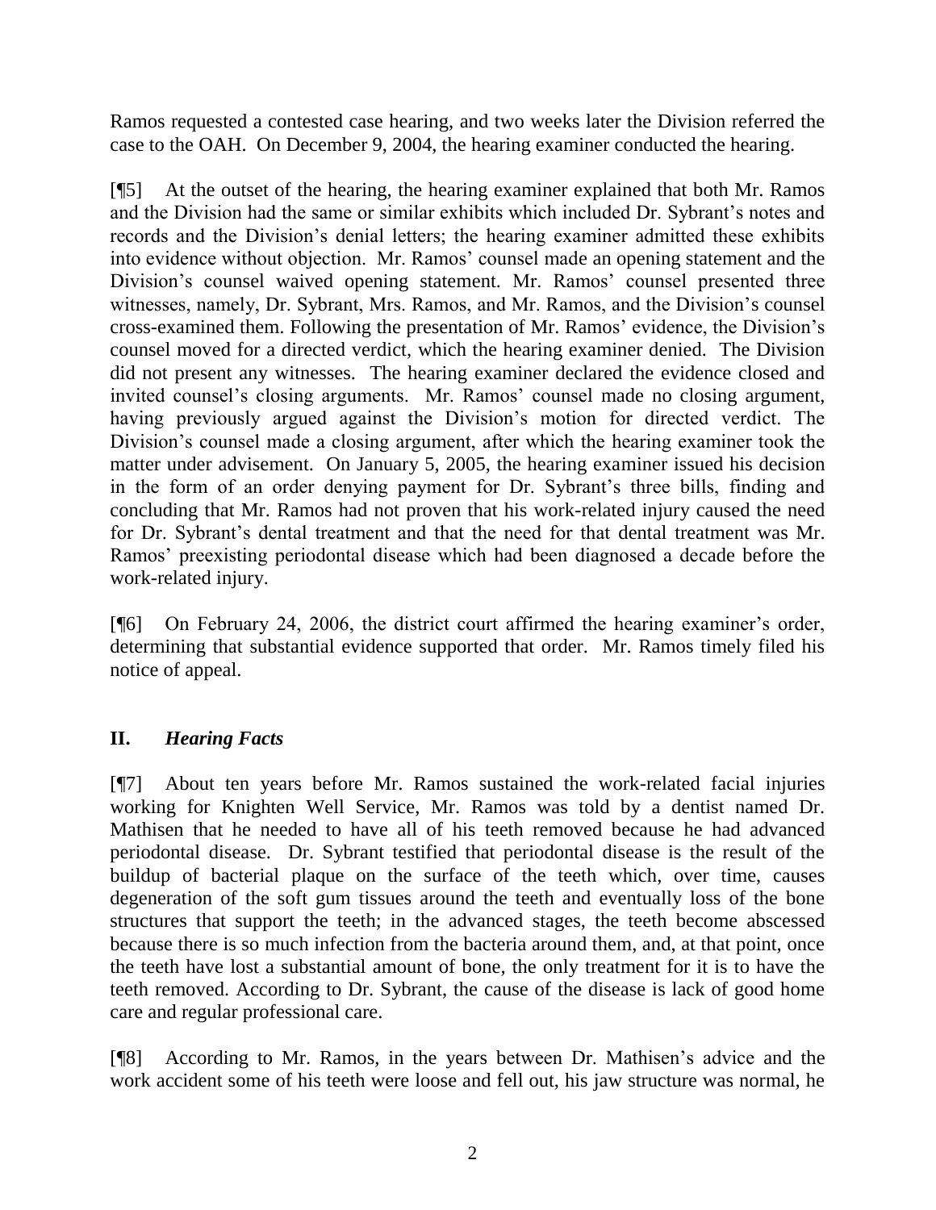Ramos requested a contested case hearing, and two weeks later the Division referred the case to the OAH. On December 9, 2004, the hearing examiner conducted the hearing.

[¶5] At the outset of the hearing, the hearing examiner explained that both Mr. Ramos and the Division had the same or similar exhibits which included Dr. Sybrant's notes and records and the Division's denial letters; the hearing examiner admitted these exhibits into evidence without objection. Mr. Ramos' counsel made an opening statement and the Division's counsel waived opening statement. Mr. Ramos' counsel presented three witnesses, namely, Dr. Sybrant, Mrs. Ramos, and Mr. Ramos, and the Division's counsel cross-examined them. Following the presentation of Mr. Ramos' evidence, the Division's counsel moved for a directed verdict, which the hearing examiner denied. The Division did not present any witnesses. The hearing examiner declared the evidence closed and invited counsel's closing arguments. Mr. Ramos' counsel made no closing argument, having previously argued against the Division's motion for directed verdict. The Division's counsel made a closing argument, after which the hearing examiner took the matter under advisement. On January 5, 2005, the hearing examiner issued his decision in the form of an order denying payment for Dr. Sybrant's three bills, finding and concluding that Mr. Ramos had not proven that his work-related injury caused the need for Dr. Sybrant's dental treatment and that the need for that dental treatment was Mr. Ramos' preexisting periodontal disease which had been diagnosed a decade before the work-related injury.

[¶6] On February 24, 2006, the district court affirmed the hearing examiner's order, determining that substantial evidence supported that order. Mr. Ramos timely filed his notice of appeal.

## II. *Hearing Facts*

[¶7] About ten years before Mr. Ramos sustained the work-related facial injuries working for Knighten Well Service, Mr. Ramos was told by a dentist named Dr. Mathisen that he needed to have all of his teeth removed because he had advanced periodontal disease. Dr. Sybrant testified that periodontal disease is the result of the buildup of bacterial plaque on the surface of the teeth which, over time, causes degeneration of the soft gum tissues around the teeth and eventually loss of the bone structures that support the teeth; in the advanced stages, the teeth become abscessed because there is so much infection from the bacteria around them, and, at that point, once the teeth have lost a substantial amount of bone, the only treatment for it is to have the teeth removed. According to Dr. Sybrant, the cause of the disease is lack of good home care and regular professional care.

[¶8] According to Mr. Ramos, in the years between Dr. Mathisen's advice and the work accident some of his teeth were loose and fell out, his jaw structure was normal, he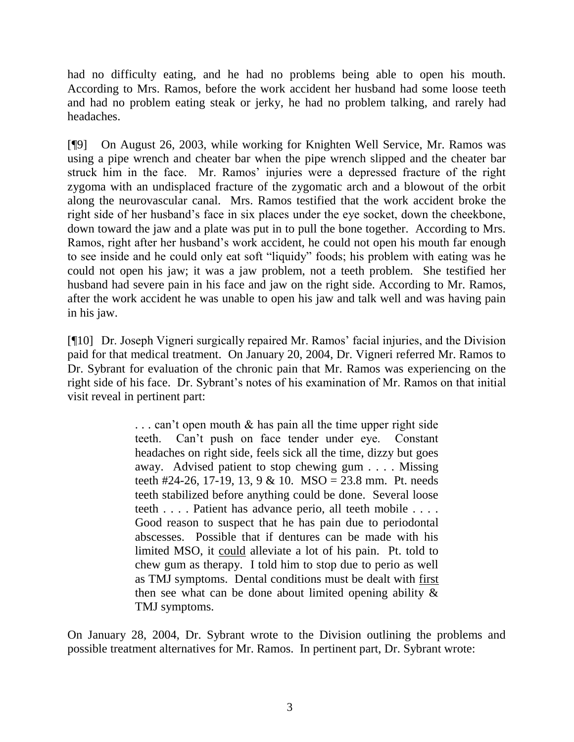had no difficulty eating, and he had no problems being able to open his mouth. According to Mrs. Ramos, before the work accident her husband had some loose teeth and had no problem eating steak or jerky, he had no problem talking, and rarely had headaches.

[¶9] On August 26, 2003, while working for Knighten Well Service, Mr. Ramos was using a pipe wrench and cheater bar when the pipe wrench slipped and the cheater bar struck him in the face. Mr. Ramos' injuries were a depressed fracture of the right zygoma with an undisplaced fracture of the zygomatic arch and a blowout of the orbit along the neurovascular canal. Mrs. Ramos testified that the work accident broke the right side of her husband's face in six places under the eye socket, down the cheekbone, down toward the jaw and a plate was put in to pull the bone together. According to Mrs. Ramos, right after her husband's work accident, he could not open his mouth far enough to see inside and he could only eat soft "liquidy" foods; his problem with eating was he could not open his jaw; it was a jaw problem, not a teeth problem. She testified her husband had severe pain in his face and jaw on the right side. According to Mr. Ramos, after the work accident he was unable to open his jaw and talk well and was having pain in his jaw.

[¶10] Dr. Joseph Vigneri surgically repaired Mr. Ramos' facial injuries, and the Division paid for that medical treatment. On January 20, 2004, Dr. Vigneri referred Mr. Ramos to Dr. Sybrant for evaluation of the chronic pain that Mr. Ramos was experiencing on the right side of his face. Dr. Sybrant's notes of his examination of Mr. Ramos on that initial visit reveal in pertinent part:

> . . . can't open mouth & has pain all the time upper right side teeth. Can't push on face tender under eye. Constant headaches on right side, feels sick all the time, dizzy but goes away. Advised patient to stop chewing gum . . . . Missing teeth #24-26, 17-19, 13, 9 & 10. MSO = 23.8 mm. Pt. needs teeth stabilized before anything could be done. Several loose teeth . . . . Patient has advance perio, all teeth mobile . . . . Good reason to suspect that he has pain due to periodontal abscesses. Possible that if dentures can be made with his limited MSO, it <u>could</u> alleviate a lot of his pain. Pt. told to chew gum as therapy. I told him to stop due to perio as well as TMJ symptoms. Dental conditions must be dealt with <u>first</u> then see what can be done about limited opening ability & TMJ symptoms.

On January 28, 2004, Dr. Sybrant wrote to the Division outlining the problems and possible treatment alternatives for Mr. Ramos. In pertinent part, Dr. Sybrant wrote: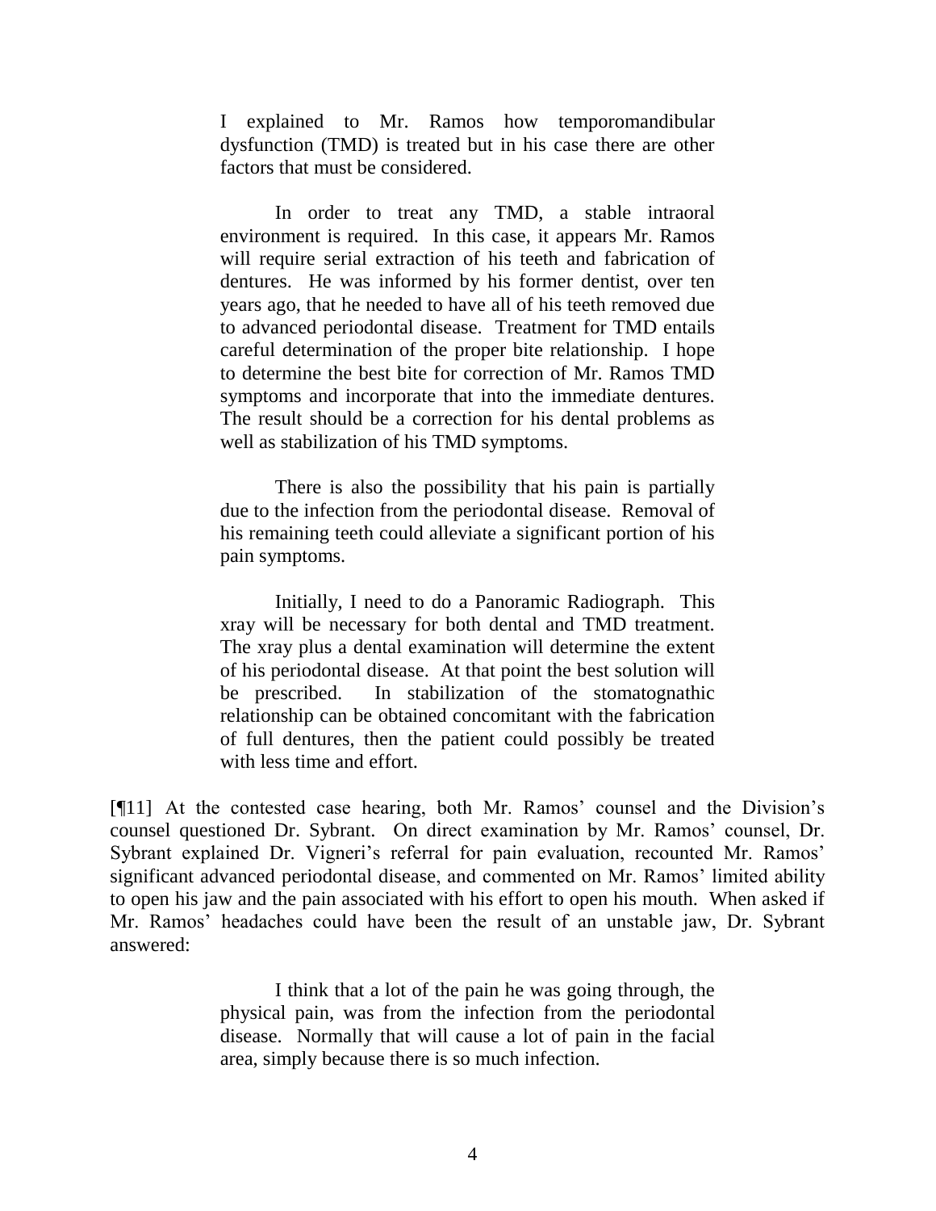> I explained to Mr. Ramos how temporomandibular dysfunction (TMD) is treated but in his case there are other factors that must be considered.
>
> In order to treat any TMD, a stable intraoral environment is required. In this case, it appears Mr. Ramos will require serial extraction of his teeth and fabrication of dentures. He was informed by his former dentist, over ten years ago, that he needed to have all of his teeth removed due to advanced periodontal disease. Treatment for TMD entails careful determination of the proper bite relationship. I hope to determine the best bite for correction of Mr. Ramos TMD symptoms and incorporate that into the immediate dentures. The result should be a correction for his dental problems as well as stabilization of his TMD symptoms.
>
> There is also the possibility that his pain is partially due to the infection from the periodontal disease. Removal of his remaining teeth could alleviate a significant portion of his pain symptoms.
>
> Initially, I need to do a Panoramic Radiograph. This xray will be necessary for both dental and TMD treatment. The xray plus a dental examination will determine the extent of his periodontal disease. At that point the best solution will be prescribed. In stabilization of the stomatognathic relationship can be obtained concomitant with the fabrication of full dentures, then the patient could possibly be treated with less time and effort.

[¶11] At the contested case hearing, both Mr. Ramos' counsel and the Division's counsel questioned Dr. Sybrant. On direct examination by Mr. Ramos' counsel, Dr. Sybrant explained Dr. Vigneri's referral for pain evaluation, recounted Mr. Ramos' significant advanced periodontal disease, and commented on Mr. Ramos' limited ability to open his jaw and the pain associated with his effort to open his mouth. When asked if Mr. Ramos' headaches could have been the result of an unstable jaw, Dr. Sybrant answered:

> I think that a lot of the pain he was going through, the physical pain, was from the infection from the periodontal disease. Normally that will cause a lot of pain in the facial area, simply because there is so much infection.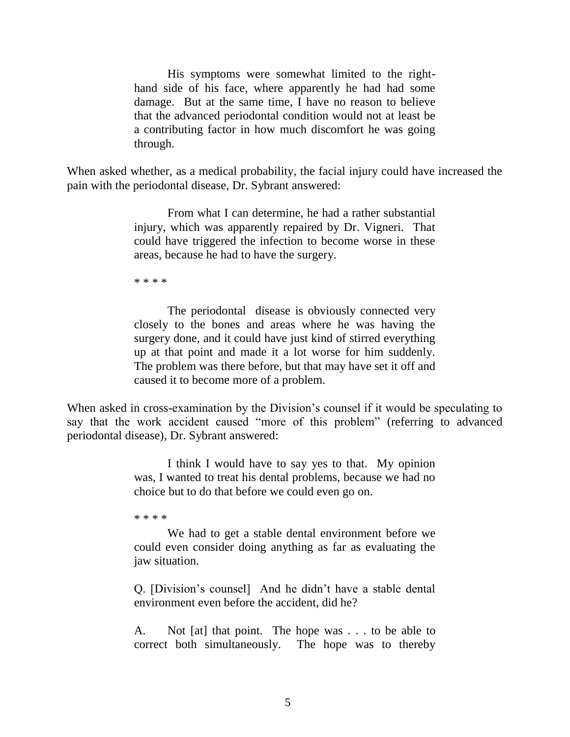> His symptoms were somewhat limited to the right-hand side of his face, where apparently he had had some damage. But at the same time, I have no reason to believe that the advanced periodontal condition would not at least be a contributing factor in how much discomfort he was going through.

When asked whether, as a medical probability, the facial injury could have increased the pain with the periodontal disease, Dr. Sybrant answered:

> From what I can determine, he had a rather substantial injury, which was apparently repaired by Dr. Vigneri. That could have triggered the infection to become worse in these areas, because he had to have the surgery.
>
> \* \* \* \*
>
> The periodontal disease is obviously connected very closely to the bones and areas where he was having the surgery done, and it could have just kind of stirred everything up at that point and made it a lot worse for him suddenly. The problem was there before, but that may have set it off and caused it to become more of a problem.

When asked in cross-examination by the Division's counsel if it would be speculating to say that the work accident caused "more of this problem" (referring to advanced periodontal disease), Dr. Sybrant answered:

> I think I would have to say yes to that. My opinion was, I wanted to treat his dental problems, because we had no choice but to do that before we could even go on.
>
> \* \* \* \*
>
> We had to get a stable dental environment before we could even consider doing anything as far as evaluating the jaw situation.
>
> Q. [Division's counsel] And he didn't have a stable dental environment even before the accident, did he?
>
> A. Not [at] that point. The hope was . . . to be able to correct both simultaneously. The hope was to thereby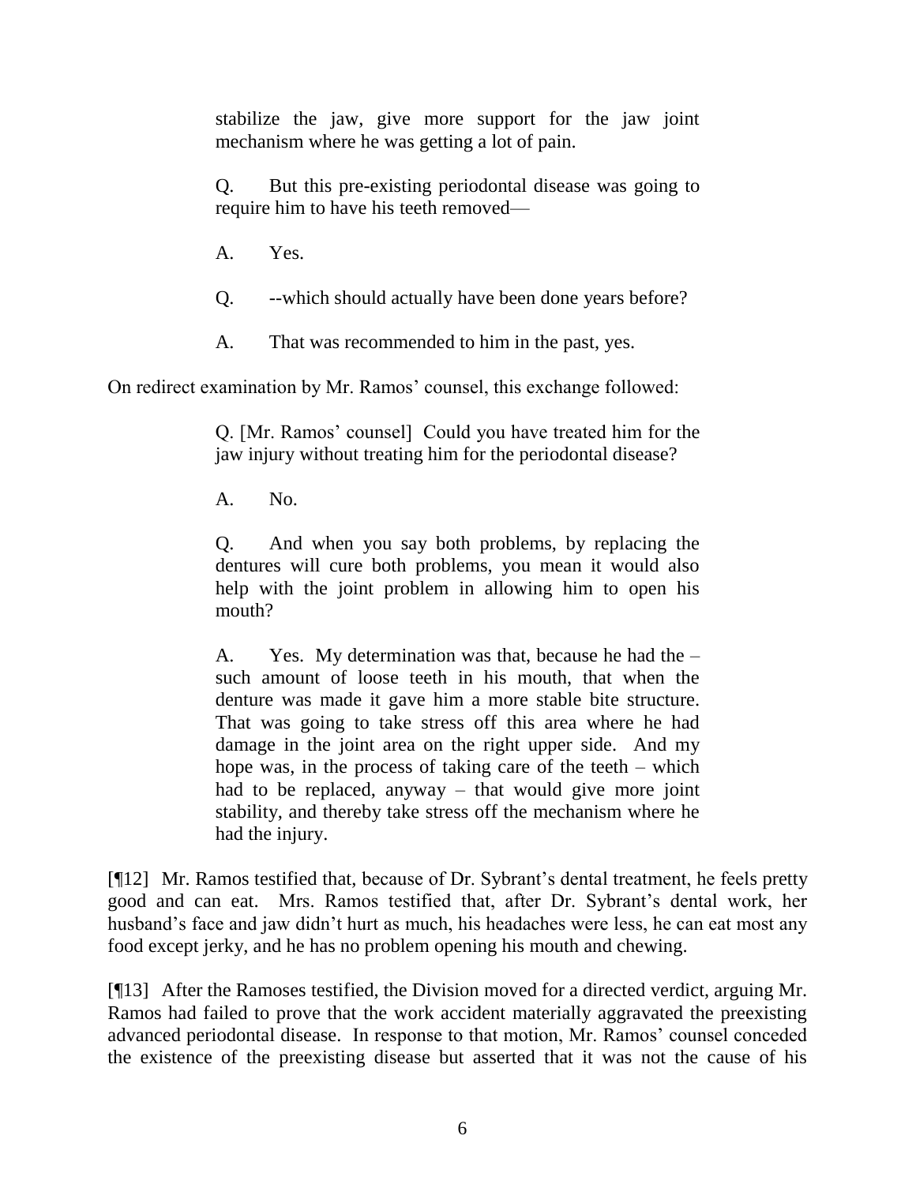> stabilize the jaw, give more support for the jaw joint mechanism where he was getting a lot of pain.
>
> Q. But this pre-existing periodontal disease was going to require him to have his teeth removed—
>
> A. Yes.
>
> Q. --which should actually have been done years before?
>
> A. That was recommended to him in the past, yes.

On redirect examination by Mr. Ramos' counsel, this exchange followed:

> Q. [Mr. Ramos' counsel] Could you have treated him for the jaw injury without treating him for the periodontal disease?
>
> A. No.
>
> Q. And when you say both problems, by replacing the dentures will cure both problems, you mean it would also help with the joint problem in allowing him to open his mouth?
>
> A. Yes. My determination was that, because he had the – such amount of loose teeth in his mouth, that when the denture was made it gave him a more stable bite structure. That was going to take stress off this area where he had damage in the joint area on the right upper side. And my hope was, in the process of taking care of the teeth – which had to be replaced, anyway – that would give more joint stability, and thereby take stress off the mechanism where he had the injury.

[¶12] Mr. Ramos testified that, because of Dr. Sybrant's dental treatment, he feels pretty good and can eat. Mrs. Ramos testified that, after Dr. Sybrant's dental work, her husband's face and jaw didn't hurt as much, his headaches were less, he can eat most any food except jerky, and he has no problem opening his mouth and chewing.

[¶13] After the Ramoses testified, the Division moved for a directed verdict, arguing Mr. Ramos had failed to prove that the work accident materially aggravated the preexisting advanced periodontal disease. In response to that motion, Mr. Ramos' counsel conceded the existence of the preexisting disease but asserted that it was not the cause of his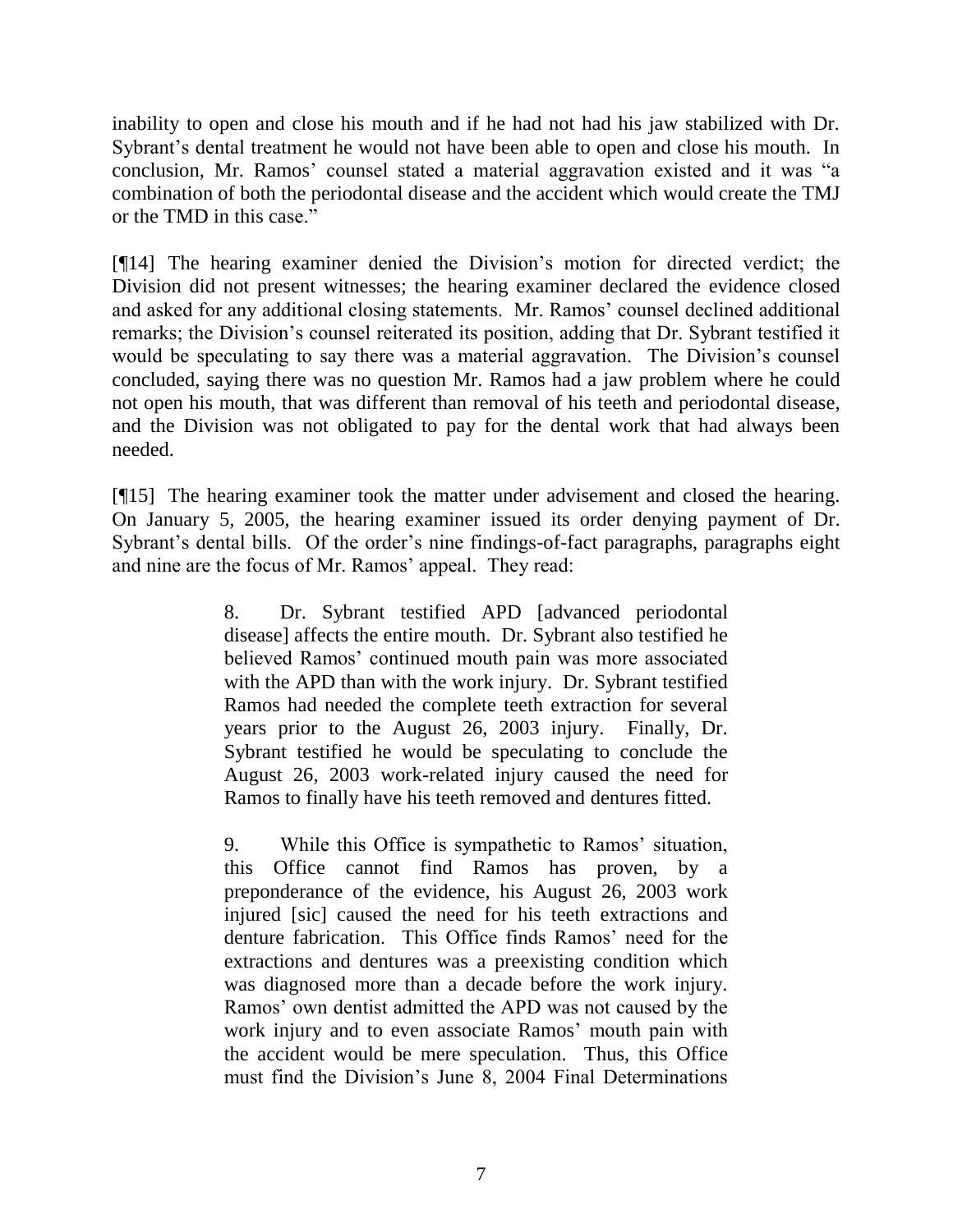inability to open and close his mouth and if he had not had his jaw stabilized with Dr. Sybrant's dental treatment he would not have been able to open and close his mouth. In conclusion, Mr. Ramos' counsel stated a material aggravation existed and it was "a combination of both the periodontal disease and the accident which would create the TMJ or the TMD in this case."

[¶14] The hearing examiner denied the Division's motion for directed verdict; the Division did not present witnesses; the hearing examiner declared the evidence closed and asked for any additional closing statements. Mr. Ramos' counsel declined additional remarks; the Division's counsel reiterated its position, adding that Dr. Sybrant testified it would be speculating to say there was a material aggravation. The Division's counsel concluded, saying there was no question Mr. Ramos had a jaw problem where he could not open his mouth, that was different than removal of his teeth and periodontal disease, and the Division was not obligated to pay for the dental work that had always been needed.

[¶15] The hearing examiner took the matter under advisement and closed the hearing. On January 5, 2005, the hearing examiner issued its order denying payment of Dr. Sybrant's dental bills. Of the order's nine findings-of-fact paragraphs, paragraphs eight and nine are the focus of Mr. Ramos' appeal. They read:

> 8. Dr. Sybrant testified APD [advanced periodontal disease] affects the entire mouth. Dr. Sybrant also testified he believed Ramos' continued mouth pain was more associated with the APD than with the work injury. Dr. Sybrant testified Ramos had needed the complete teeth extraction for several years prior to the August 26, 2003 injury. Finally, Dr. Sybrant testified he would be speculating to conclude the August 26, 2003 work-related injury caused the need for Ramos to finally have his teeth removed and dentures fitted.
>
> 9. While this Office is sympathetic to Ramos' situation, this Office cannot find Ramos has proven, by a preponderance of the evidence, his August 26, 2003 work injured [sic] caused the need for his teeth extractions and denture fabrication. This Office finds Ramos' need for the extractions and dentures was a preexisting condition which was diagnosed more than a decade before the work injury. Ramos' own dentist admitted the APD was not caused by the work injury and to even associate Ramos' mouth pain with the accident would be mere speculation. Thus, this Office must find the Division's June 8, 2004 Final Determinations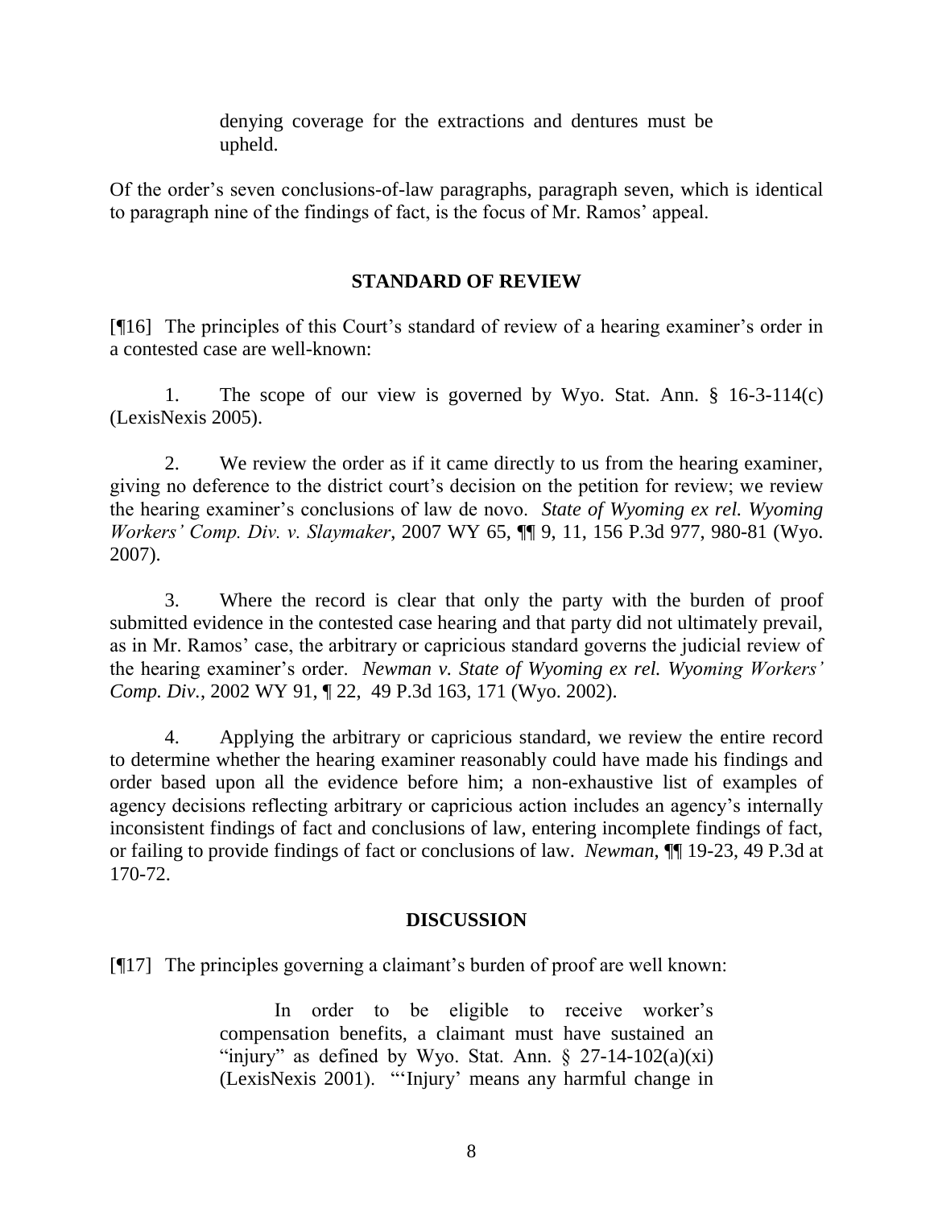> denying coverage for the extractions and dentures must be upheld.

Of the order's seven conclusions-of-law paragraphs, paragraph seven, which is identical to paragraph nine of the findings of fact, is the focus of Mr. Ramos' appeal.

## STANDARD OF REVIEW

[¶16] The principles of this Court's standard of review of a hearing examiner's order in a contested case are well-known:

1. The scope of our view is governed by Wyo. Stat. Ann. § 16-3-114(c) (LexisNexis 2005).

2. We review the order as if it came directly to us from the hearing examiner, giving no deference to the district court's decision on the petition for review; we review the hearing examiner's conclusions of law de novo. *State of Wyoming ex rel. Wyoming Workers' Comp. Div. v. Slaymaker*, 2007 WY 65, ¶¶ 9, 11, 156 P.3d 977, 980-81 (Wyo. 2007).

3. Where the record is clear that only the party with the burden of proof submitted evidence in the contested case hearing and that party did not ultimately prevail, as in Mr. Ramos' case, the arbitrary or capricious standard governs the judicial review of the hearing examiner's order. *Newman v. State of Wyoming ex rel. Wyoming Workers' Comp. Div.*, 2002 WY 91, ¶ 22, 49 P.3d 163, 171 (Wyo. 2002).

4. Applying the arbitrary or capricious standard, we review the entire record to determine whether the hearing examiner reasonably could have made his findings and order based upon all the evidence before him; a non-exhaustive list of examples of agency decisions reflecting arbitrary or capricious action includes an agency's internally inconsistent findings of fact and conclusions of law, entering incomplete findings of fact, or failing to provide findings of fact or conclusions of law. *Newman*, ¶¶ 19-23, 49 P.3d at 170-72.

## DISCUSSION

[¶17] The principles governing a claimant's burden of proof are well known:

> In order to be eligible to receive worker's compensation benefits, a claimant must have sustained an "injury" as defined by Wyo. Stat. Ann. § 27-14-102(a)(xi) (LexisNexis 2001). "'Injury' means any harmful change in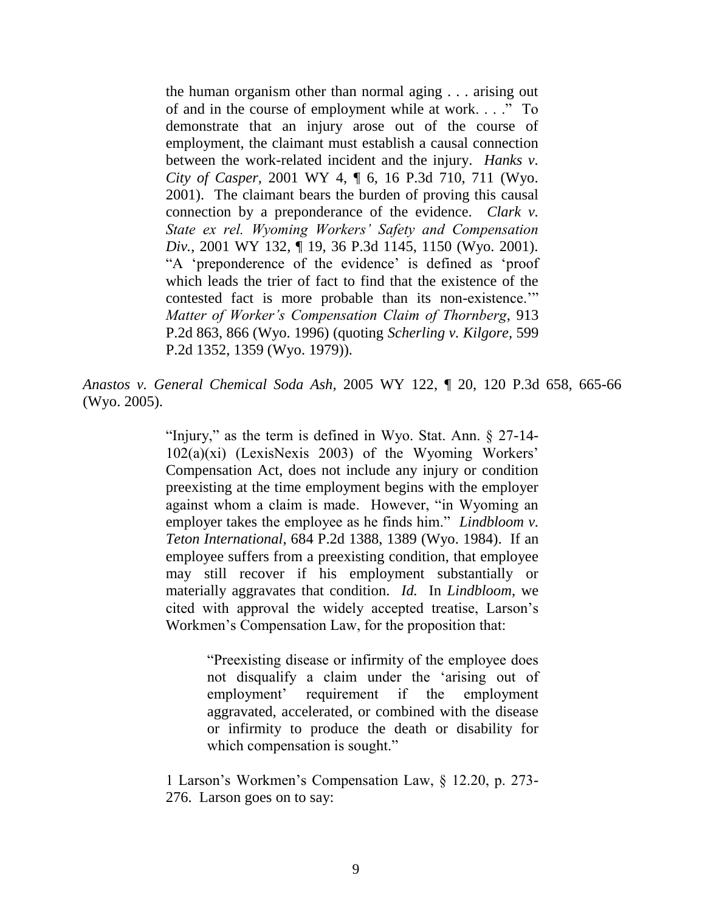> the human organism other than normal aging . . . arising out of and in the course of employment while at work. . . ." To demonstrate that an injury arose out of the course of employment, the claimant must establish a causal connection between the work-related incident and the injury. *Hanks v. City of Casper*, 2001 WY 4, ¶ 6, 16 P.3d 710, 711 (Wyo. 2001). The claimant bears the burden of proving this causal connection by a preponderance of the evidence. *Clark v. State ex rel. Wyoming Workers' Safety and Compensation Div.*, 2001 WY 132, ¶ 19, 36 P.3d 1145, 1150 (Wyo. 2001). "A 'preponderence of the evidence' is defined as 'proof which leads the trier of fact to find that the existence of the contested fact is more probable than its non-existence.'" *Matter of Worker's Compensation Claim of Thornberg*, 913 P.2d 863, 866 (Wyo. 1996) (quoting *Scherling v. Kilgore*, 599 P.2d 1352, 1359 (Wyo. 1979)).

*Anastos v. General Chemical Soda Ash*, 2005 WY 122, ¶ 20, 120 P.3d 658, 665-66 (Wyo. 2005).

> "Injury," as the term is defined in Wyo. Stat. Ann. § 27-14-102(a)(xi) (LexisNexis 2003) of the Wyoming Workers' Compensation Act, does not include any injury or condition preexisting at the time employment begins with the employer against whom a claim is made. However, "in Wyoming an employer takes the employee as he finds him." *Lindbloom v. Teton International*, 684 P.2d 1388, 1389 (Wyo. 1984). If an employee suffers from a preexisting condition, that employee may still recover if his employment substantially or materially aggravates that condition. *Id.* In *Lindbloom*, we cited with approval the widely accepted treatise, Larson's Workmen's Compensation Law, for the proposition that:
>
> > "Preexisting disease or infirmity of the employee does not disqualify a claim under the 'arising out of employment' requirement if the employment aggravated, accelerated, or combined with the disease or infirmity to produce the death or disability for which compensation is sought."
>
> 1 Larson's Workmen's Compensation Law, § 12.20, p. 273-276. Larson goes on to say: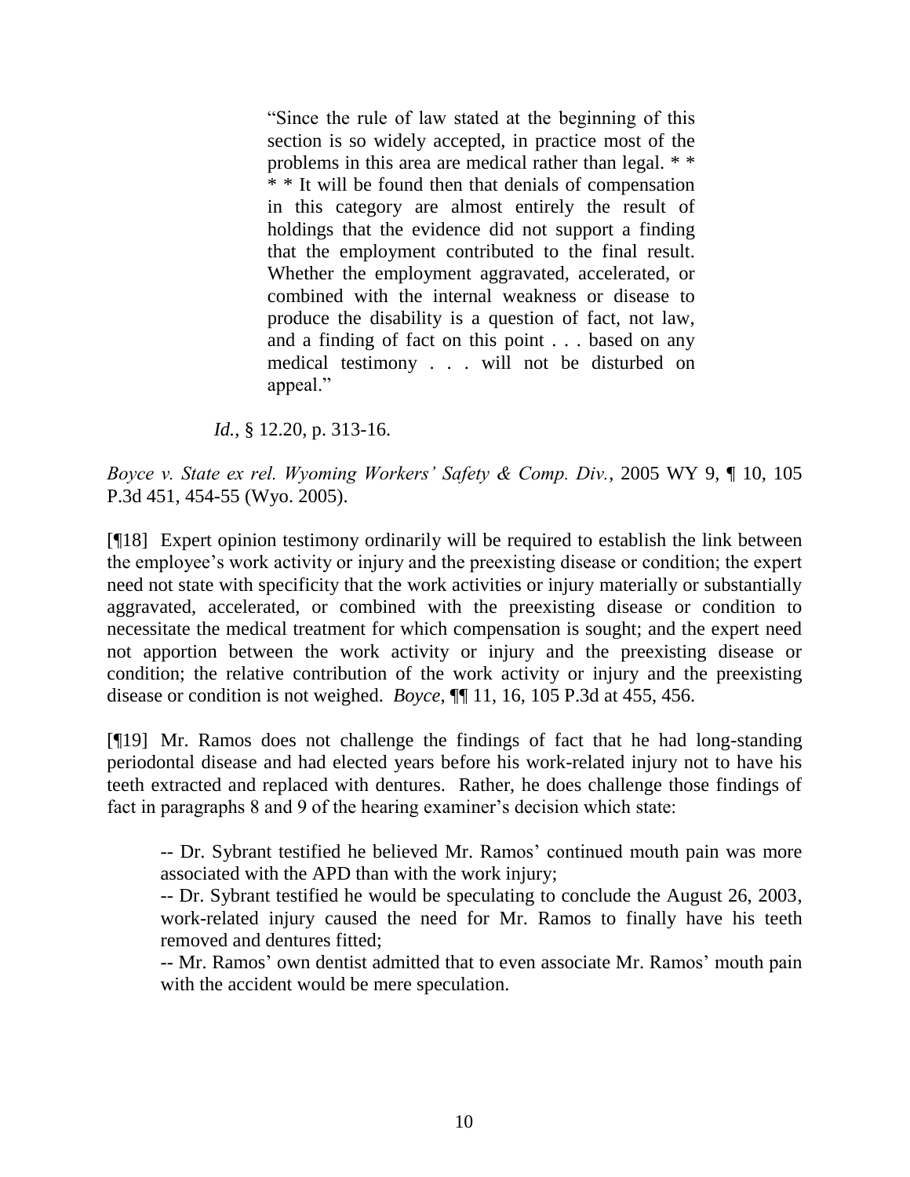> "Since the rule of law stated at the beginning of this section is so widely accepted, in practice most of the problems in this area are medical rather than legal. * * * * * It will be found then that denials of compensation in this category are almost entirely the result of holdings that the evidence did not support a finding that the employment contributed to the final result. Whether the employment aggravated, accelerated, or combined with the internal weakness or disease to produce the disability is a question of fact, not law, and a finding of fact on this point . . . based on any medical testimony . . . will not be disturbed on appeal."

*Id.*, § 12.20, p. 313-16.

*Boyce v. State ex rel. Wyoming Workers' Safety & Comp. Div.*, 2005 WY 9, ¶ 10, 105 P.3d 451, 454-55 (Wyo. 2005).

[¶18] Expert opinion testimony ordinarily will be required to establish the link between the employee's work activity or injury and the preexisting disease or condition; the expert need not state with specificity that the work activities or injury materially or substantially aggravated, accelerated, or combined with the preexisting disease or condition to necessitate the medical treatment for which compensation is sought; and the expert need not apportion between the work activity or injury and the preexisting disease or condition; the relative contribution of the work activity or injury and the preexisting disease or condition is not weighed. *Boyce*, ¶¶ 11, 16, 105 P.3d at 455, 456.

[¶19] Mr. Ramos does not challenge the findings of fact that he had long-standing periodontal disease and had elected years before his work-related injury not to have his teeth extracted and replaced with dentures. Rather, he does challenge those findings of fact in paragraphs 8 and 9 of the hearing examiner's decision which state:

> -- Dr. Sybrant testified he believed Mr. Ramos' continued mouth pain was more associated with the APD than with the work injury;
>
> -- Dr. Sybrant testified he would be speculating to conclude the August 26, 2003, work-related injury caused the need for Mr. Ramos to finally have his teeth removed and dentures fitted;
>
> -- Mr. Ramos' own dentist admitted that to even associate Mr. Ramos' mouth pain with the accident would be mere speculation.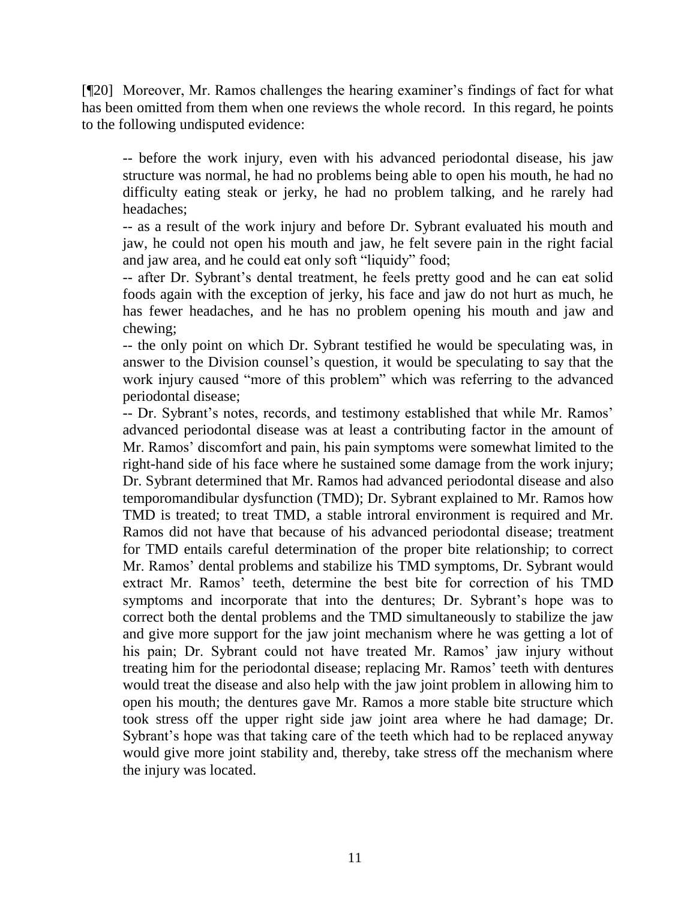[¶20] Moreover, Mr. Ramos challenges the hearing examiner's findings of fact for what has been omitted from them when one reviews the whole record. In this regard, he points to the following undisputed evidence:

> -- before the work injury, even with his advanced periodontal disease, his jaw structure was normal, he had no problems being able to open his mouth, he had no difficulty eating steak or jerky, he had no problem talking, and he rarely had headaches;
>
> -- as a result of the work injury and before Dr. Sybrant evaluated his mouth and jaw, he could not open his mouth and jaw, he felt severe pain in the right facial and jaw area, and he could eat only soft "liquidy" food;
>
> -- after Dr. Sybrant's dental treatment, he feels pretty good and he can eat solid foods again with the exception of jerky, his face and jaw do not hurt as much, he has fewer headaches, and he has no problem opening his mouth and jaw and chewing;
>
> -- the only point on which Dr. Sybrant testified he would be speculating was, in answer to the Division counsel's question, it would be speculating to say that the work injury caused "more of this problem" which was referring to the advanced periodontal disease;
>
> -- Dr. Sybrant's notes, records, and testimony established that while Mr. Ramos' advanced periodontal disease was at least a contributing factor in the amount of Mr. Ramos' discomfort and pain, his pain symptoms were somewhat limited to the right-hand side of his face where he sustained some damage from the work injury; Dr. Sybrant determined that Mr. Ramos had advanced periodontal disease and also temporomandibular dysfunction (TMD); Dr. Sybrant explained to Mr. Ramos how TMD is treated; to treat TMD, a stable introral environment is required and Mr. Ramos did not have that because of his advanced periodontal disease; treatment for TMD entails careful determination of the proper bite relationship; to correct Mr. Ramos' dental problems and stabilize his TMD symptoms, Dr. Sybrant would extract Mr. Ramos' teeth, determine the best bite for correction of his TMD symptoms and incorporate that into the dentures; Dr. Sybrant's hope was to correct both the dental problems and the TMD simultaneously to stabilize the jaw and give more support for the jaw joint mechanism where he was getting a lot of his pain; Dr. Sybrant could not have treated Mr. Ramos' jaw injury without treating him for the periodontal disease; replacing Mr. Ramos' teeth with dentures would treat the disease and also help with the jaw joint problem in allowing him to open his mouth; the dentures gave Mr. Ramos a more stable bite structure which took stress off the upper right side jaw joint area where he had damage; Dr. Sybrant's hope was that taking care of the teeth which had to be replaced anyway would give more joint stability and, thereby, take stress off the mechanism where the injury was located.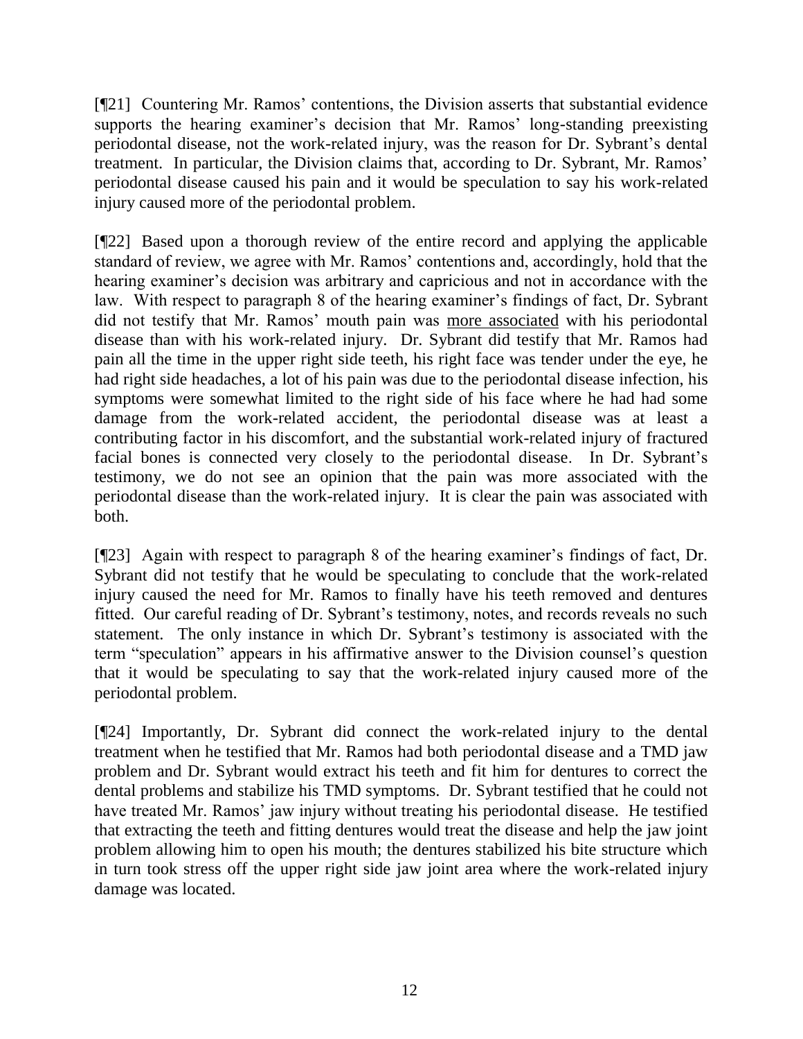[¶21] Countering Mr. Ramos' contentions, the Division asserts that substantial evidence supports the hearing examiner's decision that Mr. Ramos' long-standing preexisting periodontal disease, not the work-related injury, was the reason for Dr. Sybrant's dental treatment. In particular, the Division claims that, according to Dr. Sybrant, Mr. Ramos' periodontal disease caused his pain and it would be speculation to say his work-related injury caused more of the periodontal problem.

[¶22] Based upon a thorough review of the entire record and applying the applicable standard of review, we agree with Mr. Ramos' contentions and, accordingly, hold that the hearing examiner's decision was arbitrary and capricious and not in accordance with the law. With respect to paragraph 8 of the hearing examiner's findings of fact, Dr. Sybrant did not testify that Mr. Ramos' mouth pain was <u>more associated</u> with his periodontal disease than with his work-related injury. Dr. Sybrant did testify that Mr. Ramos had pain all the time in the upper right side teeth, his right face was tender under the eye, he had right side headaches, a lot of his pain was due to the periodontal disease infection, his symptoms were somewhat limited to the right side of his face where he had had some damage from the work-related accident, the periodontal disease was at least a contributing factor in his discomfort, and the substantial work-related injury of fractured facial bones is connected very closely to the periodontal disease. In Dr. Sybrant's testimony, we do not see an opinion that the pain was more associated with the periodontal disease than the work-related injury. It is clear the pain was associated with both.

[¶23] Again with respect to paragraph 8 of the hearing examiner's findings of fact, Dr. Sybrant did not testify that he would be speculating to conclude that the work-related injury caused the need for Mr. Ramos to finally have his teeth removed and dentures fitted. Our careful reading of Dr. Sybrant's testimony, notes, and records reveals no such statement. The only instance in which Dr. Sybrant's testimony is associated with the term "speculation" appears in his affirmative answer to the Division counsel's question that it would be speculating to say that the work-related injury caused more of the periodontal problem.

[¶24] Importantly, Dr. Sybrant did connect the work-related injury to the dental treatment when he testified that Mr. Ramos had both periodontal disease and a TMD jaw problem and Dr. Sybrant would extract his teeth and fit him for dentures to correct the dental problems and stabilize his TMD symptoms. Dr. Sybrant testified that he could not have treated Mr. Ramos' jaw injury without treating his periodontal disease. He testified that extracting the teeth and fitting dentures would treat the disease and help the jaw joint problem allowing him to open his mouth; the dentures stabilized his bite structure which in turn took stress off the upper right side jaw joint area where the work-related injury damage was located.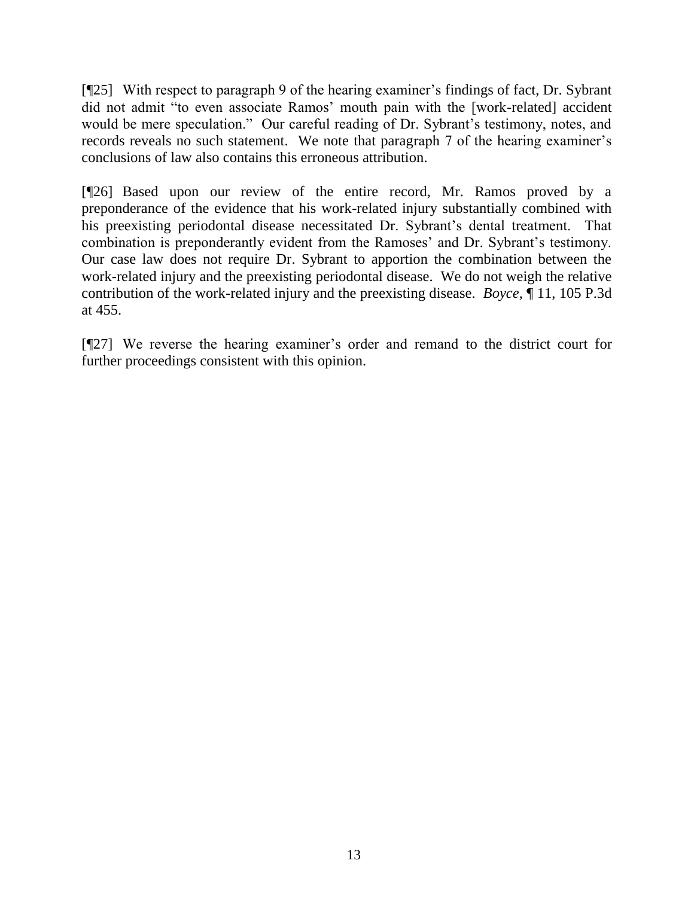[¶25] With respect to paragraph 9 of the hearing examiner's findings of fact, Dr. Sybrant did not admit "to even associate Ramos' mouth pain with the [work-related] accident would be mere speculation." Our careful reading of Dr. Sybrant's testimony, notes, and records reveals no such statement. We note that paragraph 7 of the hearing examiner's conclusions of law also contains this erroneous attribution.

[¶26] Based upon our review of the entire record, Mr. Ramos proved by a preponderance of the evidence that his work-related injury substantially combined with his preexisting periodontal disease necessitated Dr. Sybrant's dental treatment. That combination is preponderantly evident from the Ramoses' and Dr. Sybrant's testimony. Our case law does not require Dr. Sybrant to apportion the combination between the work-related injury and the preexisting periodontal disease. We do not weigh the relative contribution of the work-related injury and the preexisting disease. *Boyce*, ¶ 11, 105 P.3d at 455.

[¶27] We reverse the hearing examiner's order and remand to the district court for further proceedings consistent with this opinion.